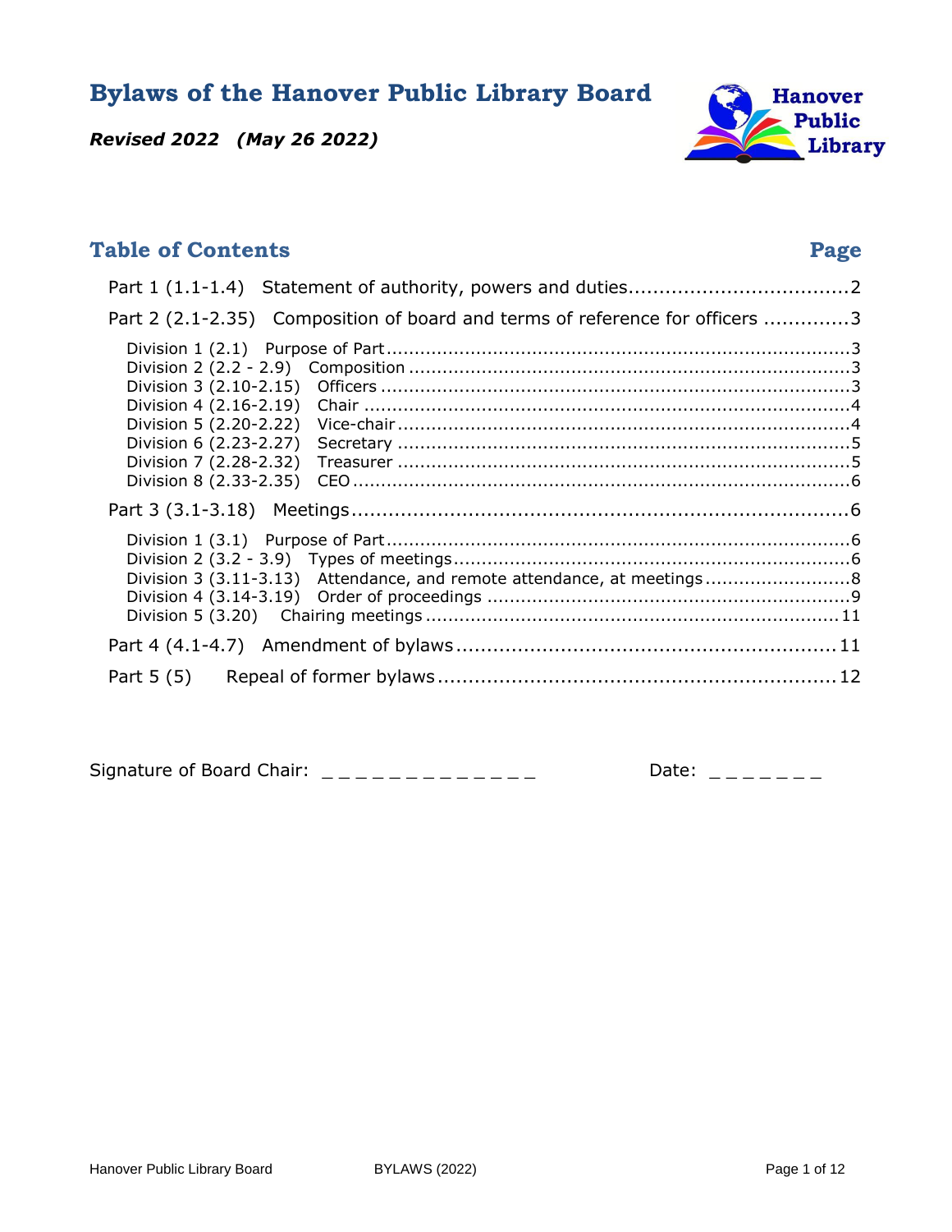# Bylaws of the Hanover Public Library Board

***Revised 2022 (May 26 2022)***

Hanover Public Library

## Table of Contents

| | Page |
|---|---|
| Part 1 (1.1-1.4) Statement of authority, powers and duties | 2 |
| Part 2 (2.1-2.35) Composition of board and terms of reference for officers | 3 |
| Division 1 (2.1) Purpose of Part | 3 |
| Division 2 (2.2 - 2.9) Composition | 3 |
| Division 3 (2.10-2.15) Officers | 3 |
| Division 4 (2.16-2.19) Chair | 4 |
| Division 5 (2.20-2.22) Vice-chair | 4 |
| Division 6 (2.23-2.27) Secretary | 5 |
| Division 7 (2.28-2.32) Treasurer | 5 |
| Division 8 (2.33-2.35) CEO | 6 |
| Part 3 (3.1-3.18) Meetings | 6 |
| Division 1 (3.1) Purpose of Part | 6 |
| Division 2 (3.2 - 3.9) Types of meetings | 6 |
| Division 3 (3.11-3.13) Attendance, and remote attendance, at meetings | 8 |
| Division 4 (3.14-3.19) Order of proceedings | 9 |
| Division 5 (3.20) Chairing meetings | 11 |
| Part 4 (4.1-4.7) Amendment of bylaws | 11 |
| Part 5 (5) Repeal of former bylaws | 12 |

Signature of Board Chair: _ _ _ _ _ _ _ _ _ _ _ _ _ Date: _ _ _ _ _ _ _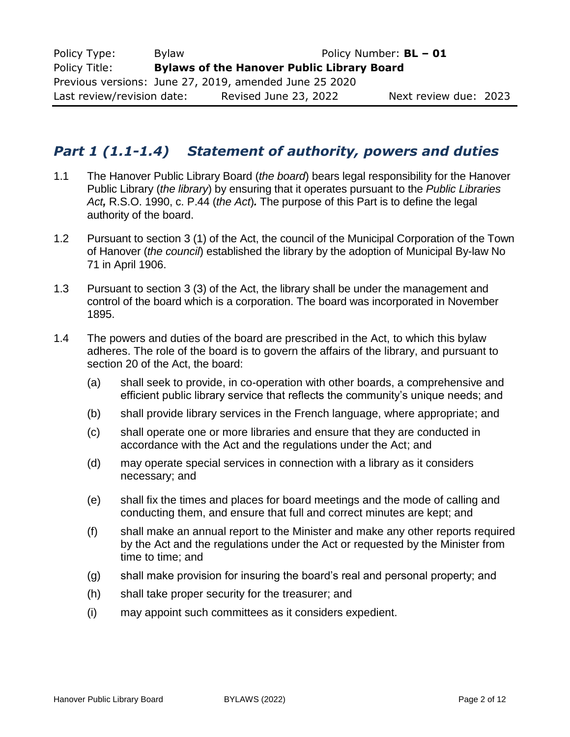## *Part 1 (1.1-1.4) Statement of authority, powers and duties*

1.1 The Hanover Public Library Board (*the board*) bears legal responsibility for the Hanover Public Library (*the library*) by ensuring that it operates pursuant to the *Public Libraries Act***,** R.S.O. 1990, c. P.44 (*the Act*)**.** The purpose of this Part is to define the legal authority of the board.

1.2 Pursuant to section 3 (1) of the Act, the council of the Municipal Corporation of the Town of Hanover (*the council*) established the library by the adoption of Municipal By-law No 71 in April 1906.

1.3 Pursuant to section 3 (3) of the Act, the library shall be under the management and control of the board which is a corporation. The board was incorporated in November 1895.

1.4 The powers and duties of the board are prescribed in the Act, to which this bylaw adheres. The role of the board is to govern the affairs of the library, and pursuant to section 20 of the Act, the board:

- (a) shall seek to provide, in co-operation with other boards, a comprehensive and efficient public library service that reflects the community's unique needs; and
- (b) shall provide library services in the French language, where appropriate; and
- (c) shall operate one or more libraries and ensure that they are conducted in accordance with the Act and the regulations under the Act; and
- (d) may operate special services in connection with a library as it considers necessary; and
- (e) shall fix the times and places for board meetings and the mode of calling and conducting them, and ensure that full and correct minutes are kept; and
- (f) shall make an annual report to the Minister and make any other reports required by the Act and the regulations under the Act or requested by the Minister from time to time; and
- (g) shall make provision for insuring the board's real and personal property; and
- (h) shall take proper security for the treasurer; and
- (i) may appoint such committees as it considers expedient.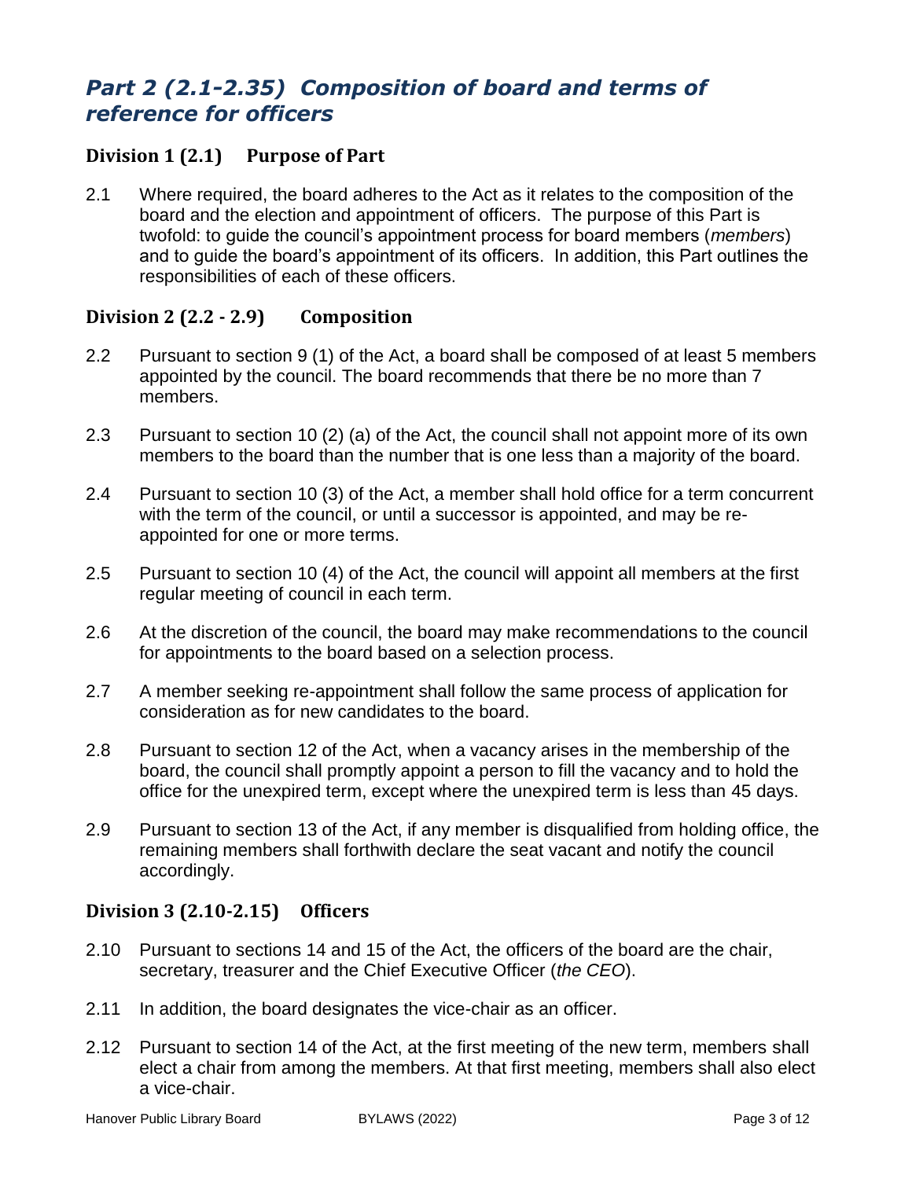# *Part 2 (2.1-2.35) Composition of board and terms of reference for officers*

## Division 1 (2.1) Purpose of Part

2.1 Where required, the board adheres to the Act as it relates to the composition of the board and the election and appointment of officers. The purpose of this Part is twofold: to guide the council's appointment process for board members (*members*) and to guide the board's appointment of its officers. In addition, this Part outlines the responsibilities of each of these officers.

## Division 2 (2.2 - 2.9) Composition

2.2 Pursuant to section 9 (1) of the Act, a board shall be composed of at least 5 members appointed by the council. The board recommends that there be no more than 7 members.

2.3 Pursuant to section 10 (2) (a) of the Act, the council shall not appoint more of its own members to the board than the number that is one less than a majority of the board.

2.4 Pursuant to section 10 (3) of the Act, a member shall hold office for a term concurrent with the term of the council, or until a successor is appointed, and may be re-appointed for one or more terms.

2.5 Pursuant to section 10 (4) of the Act, the council will appoint all members at the first regular meeting of council in each term.

2.6 At the discretion of the council, the board may make recommendations to the council for appointments to the board based on a selection process.

2.7 A member seeking re-appointment shall follow the same process of application for consideration as for new candidates to the board.

2.8 Pursuant to section 12 of the Act, when a vacancy arises in the membership of the board, the council shall promptly appoint a person to fill the vacancy and to hold the office for the unexpired term, except where the unexpired term is less than 45 days.

2.9 Pursuant to section 13 of the Act, if any member is disqualified from holding office, the remaining members shall forthwith declare the seat vacant and notify the council accordingly.

## Division 3 (2.10-2.15) Officers

2.10 Pursuant to sections 14 and 15 of the Act, the officers of the board are the chair, secretary, treasurer and the Chief Executive Officer (*the CEO*).

2.11 In addition, the board designates the vice-chair as an officer.

2.12 Pursuant to section 14 of the Act, at the first meeting of the new term, members shall elect a chair from among the members. At that first meeting, members shall also elect a vice-chair.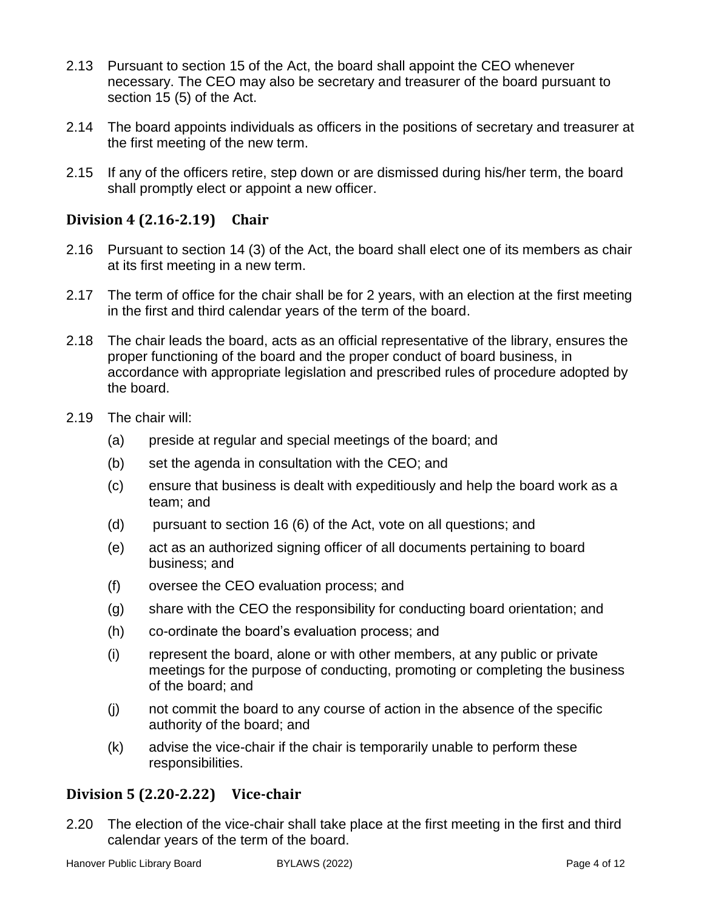2.13 Pursuant to section 15 of the Act, the board shall appoint the CEO whenever necessary. The CEO may also be secretary and treasurer of the board pursuant to section 15 (5) of the Act.

2.14 The board appoints individuals as officers in the positions of secretary and treasurer at the first meeting of the new term.

2.15 If any of the officers retire, step down or are dismissed during his/her term, the board shall promptly elect or appoint a new officer.

## Division 4 (2.16-2.19) Chair

2.16 Pursuant to section 14 (3) of the Act, the board shall elect one of its members as chair at its first meeting in a new term.

2.17 The term of office for the chair shall be for 2 years, with an election at the first meeting in the first and third calendar years of the term of the board.

2.18 The chair leads the board, acts as an official representative of the library, ensures the proper functioning of the board and the proper conduct of board business, in accordance with appropriate legislation and prescribed rules of procedure adopted by the board.

2.19 The chair will:

- (a) preside at regular and special meetings of the board; and
- (b) set the agenda in consultation with the CEO; and
- (c) ensure that business is dealt with expeditiously and help the board work as a team; and
- (d) pursuant to section 16 (6) of the Act, vote on all questions; and
- (e) act as an authorized signing officer of all documents pertaining to board business; and
- (f) oversee the CEO evaluation process; and
- (g) share with the CEO the responsibility for conducting board orientation; and
- (h) co-ordinate the board's evaluation process; and
- (i) represent the board, alone or with other members, at any public or private meetings for the purpose of conducting, promoting or completing the business of the board; and
- (j) not commit the board to any course of action in the absence of the specific authority of the board; and
- (k) advise the vice-chair if the chair is temporarily unable to perform these responsibilities.

## Division 5 (2.20-2.22) Vice-chair

2.20 The election of the vice-chair shall take place at the first meeting in the first and third calendar years of the term of the board.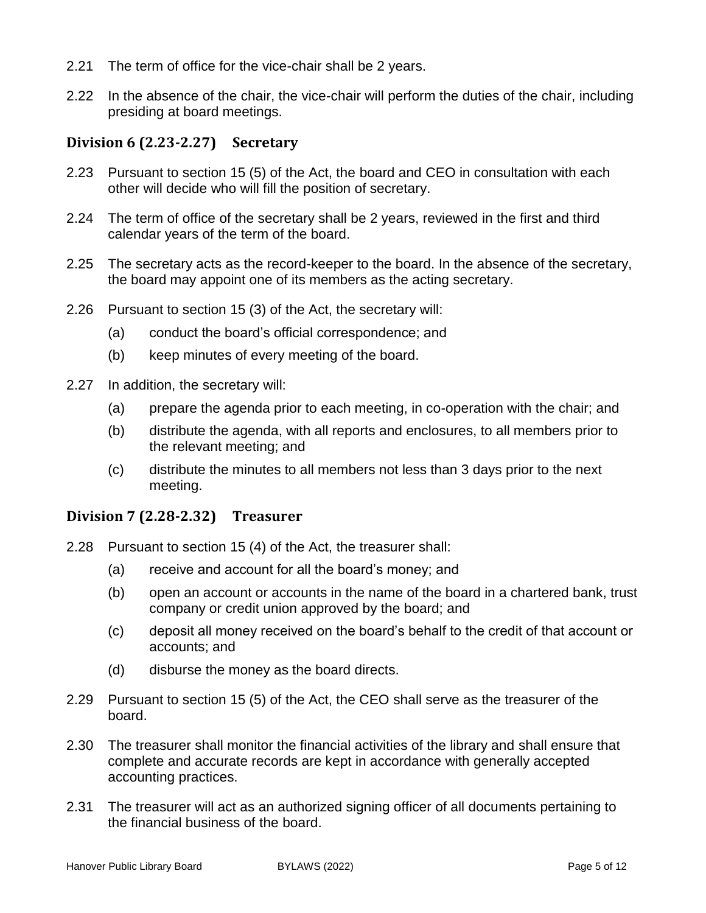2.21 The term of office for the vice-chair shall be 2 years.

2.22 In the absence of the chair, the vice-chair will perform the duties of the chair, including presiding at board meetings.

### Division 6 (2.23-2.27) Secretary

2.23 Pursuant to section 15 (5) of the Act, the board and CEO in consultation with each other will decide who will fill the position of secretary.

2.24 The term of office of the secretary shall be 2 years, reviewed in the first and third calendar years of the term of the board.

2.25 The secretary acts as the record-keeper to the board. In the absence of the secretary, the board may appoint one of its members as the acting secretary.

2.26 Pursuant to section 15 (3) of the Act, the secretary will:

- (a) conduct the board's official correspondence; and
- (b) keep minutes of every meeting of the board.

2.27 In addition, the secretary will:

- (a) prepare the agenda prior to each meeting, in co-operation with the chair; and
- (b) distribute the agenda, with all reports and enclosures, to all members prior to the relevant meeting; and
- (c) distribute the minutes to all members not less than 3 days prior to the next meeting.

### Division 7 (2.28-2.32) Treasurer

2.28 Pursuant to section 15 (4) of the Act, the treasurer shall:

- (a) receive and account for all the board's money; and
- (b) open an account or accounts in the name of the board in a chartered bank, trust company or credit union approved by the board; and
- (c) deposit all money received on the board's behalf to the credit of that account or accounts; and
- (d) disburse the money as the board directs.

2.29 Pursuant to section 15 (5) of the Act, the CEO shall serve as the treasurer of the board.

2.30 The treasurer shall monitor the financial activities of the library and shall ensure that complete and accurate records are kept in accordance with generally accepted accounting practices.

2.31 The treasurer will act as an authorized signing officer of all documents pertaining to the financial business of the board.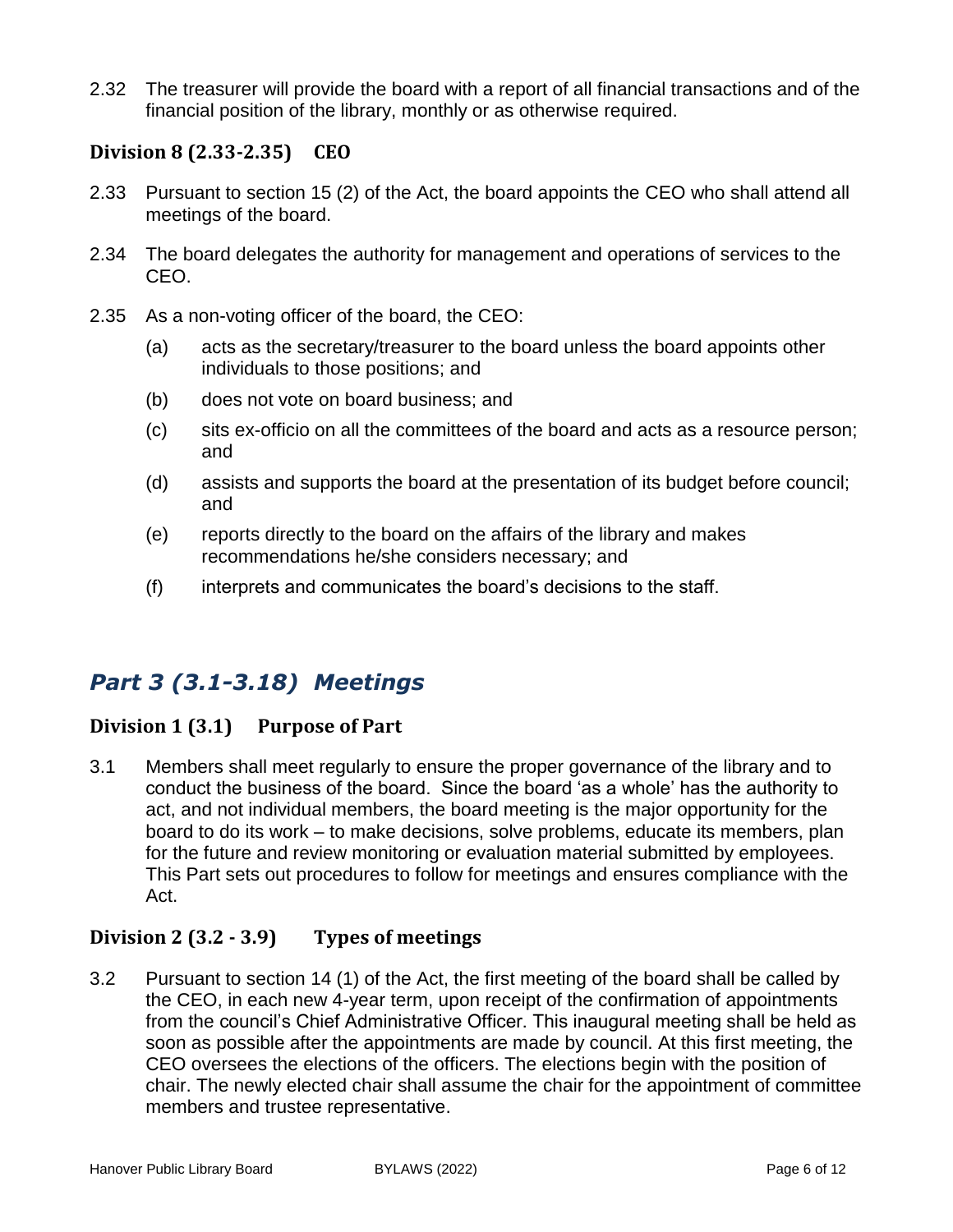2.32 The treasurer will provide the board with a report of all financial transactions and of the financial position of the library, monthly or as otherwise required.

### Division 8 (2.33-2.35) CEO

2.33 Pursuant to section 15 (2) of the Act, the board appoints the CEO who shall attend all meetings of the board.

2.34 The board delegates the authority for management and operations of services to the CEO.

2.35 As a non-voting officer of the board, the CEO:

- (a) acts as the secretary/treasurer to the board unless the board appoints other individuals to those positions; and
- (b) does not vote on board business; and
- (c) sits ex-officio on all the committees of the board and acts as a resource person; and
- (d) assists and supports the board at the presentation of its budget before council; and
- (e) reports directly to the board on the affairs of the library and makes recommendations he/she considers necessary; and
- (f) interprets and communicates the board's decisions to the staff.

## *Part 3 (3.1-3.18) Meetings*

### Division 1 (3.1) Purpose of Part

3.1 Members shall meet regularly to ensure the proper governance of the library and to conduct the business of the board. Since the board 'as a whole' has the authority to act, and not individual members, the board meeting is the major opportunity for the board to do its work – to make decisions, solve problems, educate its members, plan for the future and review monitoring or evaluation material submitted by employees. This Part sets out procedures to follow for meetings and ensures compliance with the Act.

### Division 2 (3.2 - 3.9) Types of meetings

3.2 Pursuant to section 14 (1) of the Act, the first meeting of the board shall be called by the CEO, in each new 4-year term, upon receipt of the confirmation of appointments from the council's Chief Administrative Officer. This inaugural meeting shall be held as soon as possible after the appointments are made by council. At this first meeting, the CEO oversees the elections of the officers. The elections begin with the position of chair. The newly elected chair shall assume the chair for the appointment of committee members and trustee representative.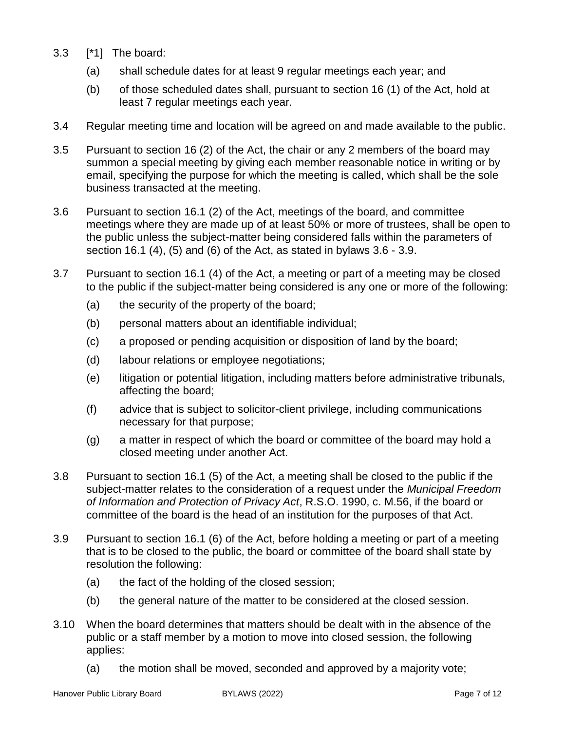3.3 [*1] The board:

(a) shall schedule dates for at least 9 regular meetings each year; and

(b) of those scheduled dates shall, pursuant to section 16 (1) of the Act, hold at least 7 regular meetings each year.

3.4 Regular meeting time and location will be agreed on and made available to the public.

3.5 Pursuant to section 16 (2) of the Act, the chair or any 2 members of the board may summon a special meeting by giving each member reasonable notice in writing or by email, specifying the purpose for which the meeting is called, which shall be the sole business transacted at the meeting.

3.6 Pursuant to section 16.1 (2) of the Act, meetings of the board, and committee meetings where they are made up of at least 50% or more of trustees, shall be open to the public unless the subject-matter being considered falls within the parameters of section 16.1 (4), (5) and (6) of the Act, as stated in bylaws 3.6 - 3.9.

3.7 Pursuant to section 16.1 (4) of the Act, a meeting or part of a meeting may be closed to the public if the subject-matter being considered is any one or more of the following:

(a) the security of the property of the board;

(b) personal matters about an identifiable individual;

(c) a proposed or pending acquisition or disposition of land by the board;

(d) labour relations or employee negotiations;

(e) litigation or potential litigation, including matters before administrative tribunals, affecting the board;

(f) advice that is subject to solicitor-client privilege, including communications necessary for that purpose;

(g) a matter in respect of which the board or committee of the board may hold a closed meeting under another Act.

3.8 Pursuant to section 16.1 (5) of the Act, a meeting shall be closed to the public if the subject-matter relates to the consideration of a request under the *Municipal Freedom of Information and Protection of Privacy Act*, R.S.O. 1990, c. M.56, if the board or committee of the board is the head of an institution for the purposes of that Act.

3.9 Pursuant to section 16.1 (6) of the Act, before holding a meeting or part of a meeting that is to be closed to the public, the board or committee of the board shall state by resolution the following:

(a) the fact of the holding of the closed session;

(b) the general nature of the matter to be considered at the closed session.

3.10 When the board determines that matters should be dealt with in the absence of the public or a staff member by a motion to move into closed session, the following applies:

(a) the motion shall be moved, seconded and approved by a majority vote;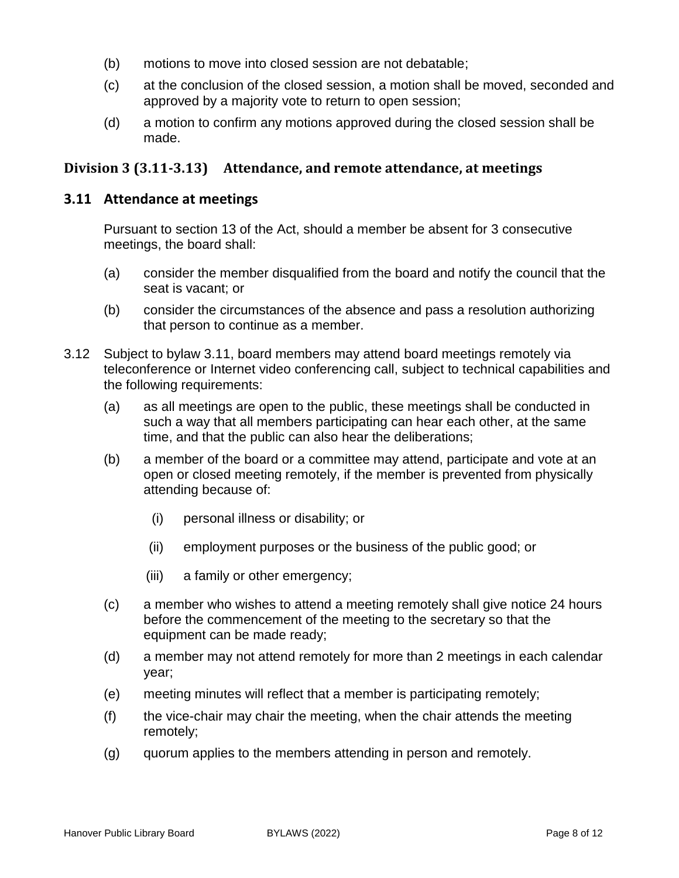(b) motions to move into closed session are not debatable;

(c) at the conclusion of the closed session, a motion shall be moved, seconded and approved by a majority vote to return to open session;

(d) a motion to confirm any motions approved during the closed session shall be made.

### Division 3 (3.11-3.13) Attendance, and remote attendance, at meetings

### 3.11 Attendance at meetings

Pursuant to section 13 of the Act, should a member be absent for 3 consecutive meetings, the board shall:

(a) consider the member disqualified from the board and notify the council that the seat is vacant; or

(b) consider the circumstances of the absence and pass a resolution authorizing that person to continue as a member.

3.12 Subject to bylaw 3.11, board members may attend board meetings remotely via teleconference or Internet video conferencing call, subject to technical capabilities and the following requirements:

(a) as all meetings are open to the public, these meetings shall be conducted in such a way that all members participating can hear each other, at the same time, and that the public can also hear the deliberations;

(b) a member of the board or a committee may attend, participate and vote at an open or closed meeting remotely, if the member is prevented from physically attending because of:

(i) personal illness or disability; or

(ii) employment purposes or the business of the public good; or

(iii) a family or other emergency;

(c) a member who wishes to attend a meeting remotely shall give notice 24 hours before the commencement of the meeting to the secretary so that the equipment can be made ready;

(d) a member may not attend remotely for more than 2 meetings in each calendar year;

(e) meeting minutes will reflect that a member is participating remotely;

(f) the vice-chair may chair the meeting, when the chair attends the meeting remotely;

(g) quorum applies to the members attending in person and remotely.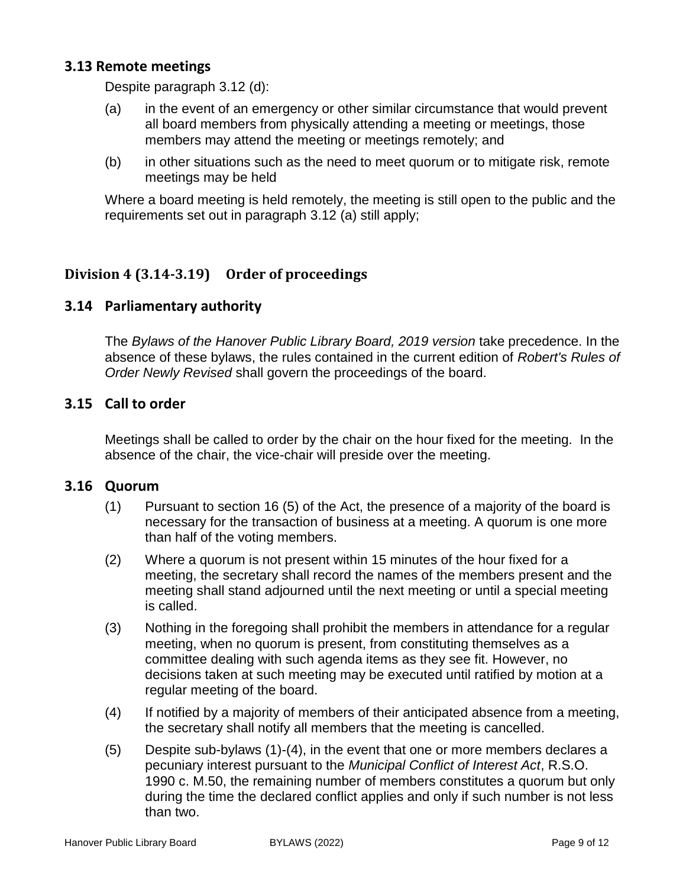### 3.13 Remote meetings

Despite paragraph 3.12 (d):

(a) in the event of an emergency or other similar circumstance that would prevent all board members from physically attending a meeting or meetings, those members may attend the meeting or meetings remotely; and

(b) in other situations such as the need to meet quorum or to mitigate risk, remote meetings may be held

Where a board meeting is held remotely, the meeting is still open to the public and the requirements set out in paragraph 3.12 (a) still apply;

## Division 4 (3.14-3.19) Order of proceedings

### 3.14 Parliamentary authority

The *Bylaws of the Hanover Public Library Board, 2019 version* take precedence. In the absence of these bylaws, the rules contained in the current edition of *Robert's Rules of Order Newly Revised* shall govern the proceedings of the board.

### 3.15 Call to order

Meetings shall be called to order by the chair on the hour fixed for the meeting. In the absence of the chair, the vice-chair will preside over the meeting.

### 3.16 Quorum

(1) Pursuant to section 16 (5) of the Act, the presence of a majority of the board is necessary for the transaction of business at a meeting. A quorum is one more than half of the voting members.

(2) Where a quorum is not present within 15 minutes of the hour fixed for a meeting, the secretary shall record the names of the members present and the meeting shall stand adjourned until the next meeting or until a special meeting is called.

(3) Nothing in the foregoing shall prohibit the members in attendance for a regular meeting, when no quorum is present, from constituting themselves as a committee dealing with such agenda items as they see fit. However, no decisions taken at such meeting may be executed until ratified by motion at a regular meeting of the board.

(4) If notified by a majority of members of their anticipated absence from a meeting, the secretary shall notify all members that the meeting is cancelled.

(5) Despite sub-bylaws (1)-(4), in the event that one or more members declares a pecuniary interest pursuant to the *Municipal Conflict of Interest Act*, R.S.O. 1990 c. M.50, the remaining number of members constitutes a quorum but only during the time the declared conflict applies and only if such number is not less than two.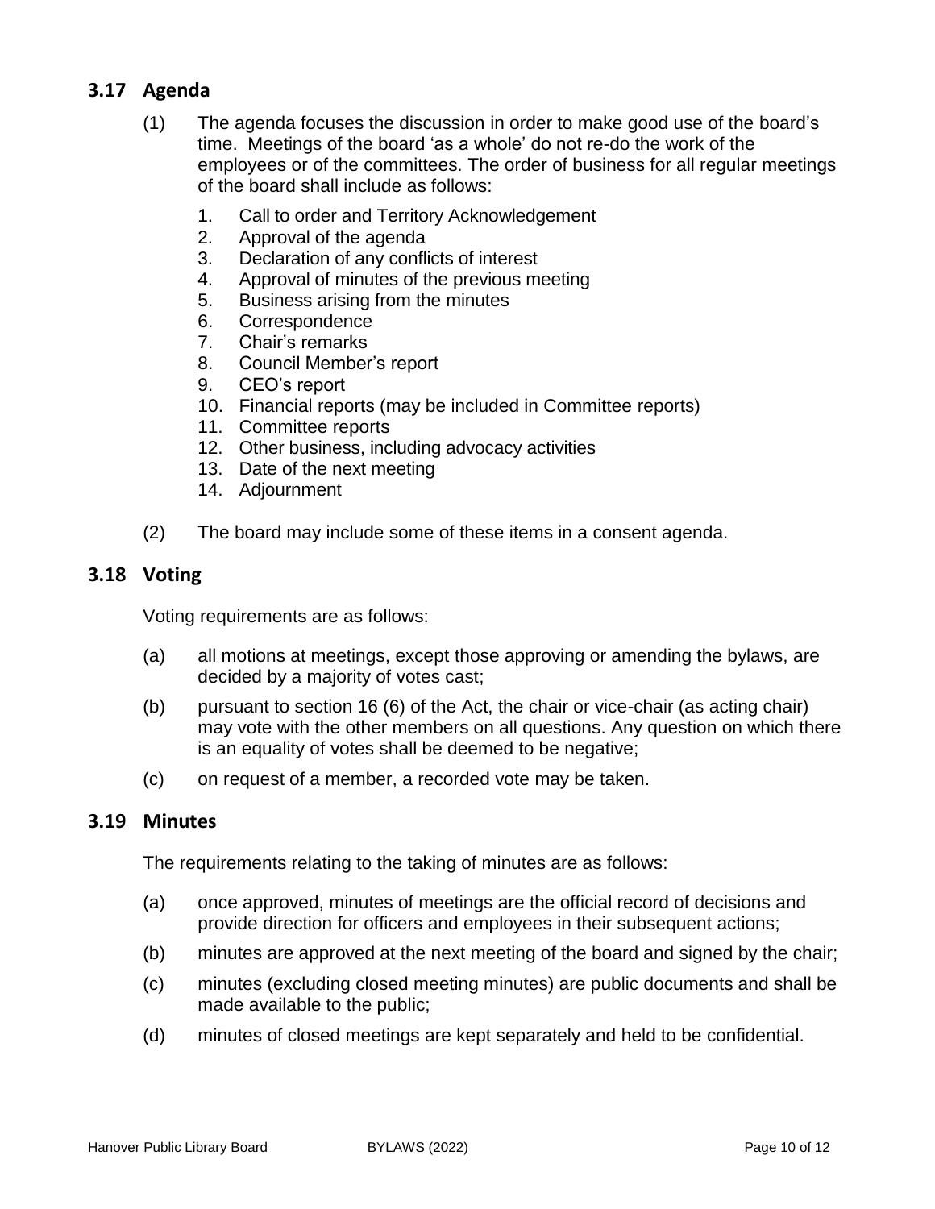## 3.17 Agenda

(1) The agenda focuses the discussion in order to make good use of the board's time. Meetings of the board 'as a whole' do not re-do the work of the employees or of the committees. The order of business for all regular meetings of the board shall include as follows:

1. Call to order and Territory Acknowledgement
2. Approval of the agenda
3. Declaration of any conflicts of interest
4. Approval of minutes of the previous meeting
5. Business arising from the minutes
6. Correspondence
7. Chair's remarks
8. Council Member's report
9. CEO's report
10. Financial reports (may be included in Committee reports)
11. Committee reports
12. Other business, including advocacy activities
13. Date of the next meeting
14. Adjournment

(2) The board may include some of these items in a consent agenda.

## 3.18 Voting

Voting requirements are as follows:

(a) all motions at meetings, except those approving or amending the bylaws, are decided by a majority of votes cast;

(b) pursuant to section 16 (6) of the Act, the chair or vice-chair (as acting chair) may vote with the other members on all questions. Any question on which there is an equality of votes shall be deemed to be negative;

(c) on request of a member, a recorded vote may be taken.

## 3.19 Minutes

The requirements relating to the taking of minutes are as follows:

(a) once approved, minutes of meetings are the official record of decisions and provide direction for officers and employees in their subsequent actions;

(b) minutes are approved at the next meeting of the board and signed by the chair;

(c) minutes (excluding closed meeting minutes) are public documents and shall be made available to the public;

(d) minutes of closed meetings are kept separately and held to be confidential.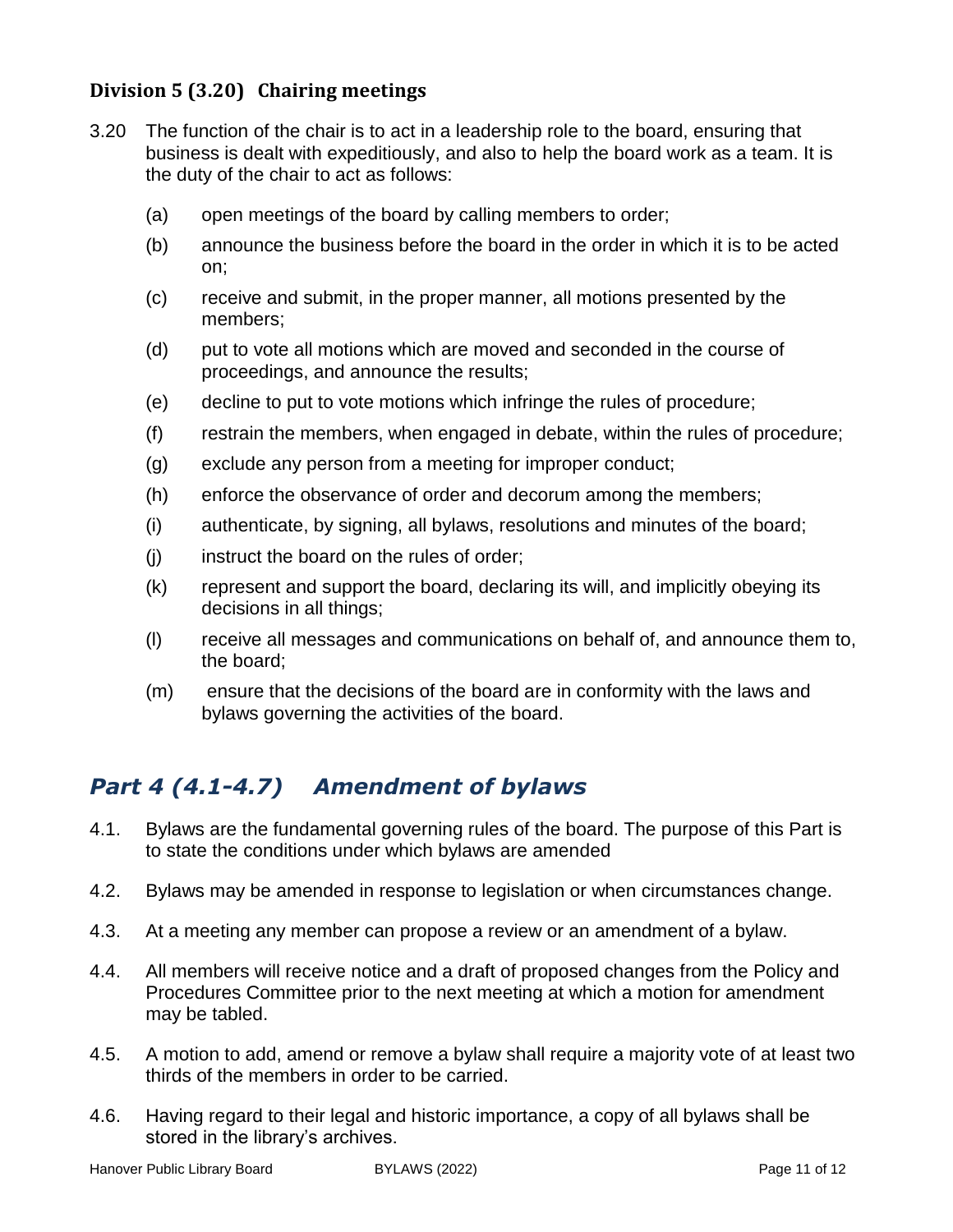### Division 5 (3.20) Chairing meetings

3.20 The function of the chair is to act in a leadership role to the board, ensuring that business is dealt with expeditiously, and also to help the board work as a team. It is the duty of the chair to act as follows:

(a) open meetings of the board by calling members to order;

(b) announce the business before the board in the order in which it is to be acted on;

(c) receive and submit, in the proper manner, all motions presented by the members;

(d) put to vote all motions which are moved and seconded in the course of proceedings, and announce the results;

(e) decline to put to vote motions which infringe the rules of procedure;

(f) restrain the members, when engaged in debate, within the rules of procedure;

(g) exclude any person from a meeting for improper conduct;

(h) enforce the observance of order and decorum among the members;

(i) authenticate, by signing, all bylaws, resolutions and minutes of the board;

(j) instruct the board on the rules of order;

(k) represent and support the board, declaring its will, and implicitly obeying its decisions in all things;

(l) receive all messages and communications on behalf of, and announce them to, the board;

(m) ensure that the decisions of the board are in conformity with the laws and bylaws governing the activities of the board.

## *Part 4 (4.1-4.7) Amendment of bylaws*

4.1. Bylaws are the fundamental governing rules of the board. The purpose of this Part is to state the conditions under which bylaws are amended

4.2. Bylaws may be amended in response to legislation or when circumstances change.

4.3. At a meeting any member can propose a review or an amendment of a bylaw.

4.4. All members will receive notice and a draft of proposed changes from the Policy and Procedures Committee prior to the next meeting at which a motion for amendment may be tabled.

4.5. A motion to add, amend or remove a bylaw shall require a majority vote of at least two thirds of the members in order to be carried.

4.6. Having regard to their legal and historic importance, a copy of all bylaws shall be stored in the library's archives.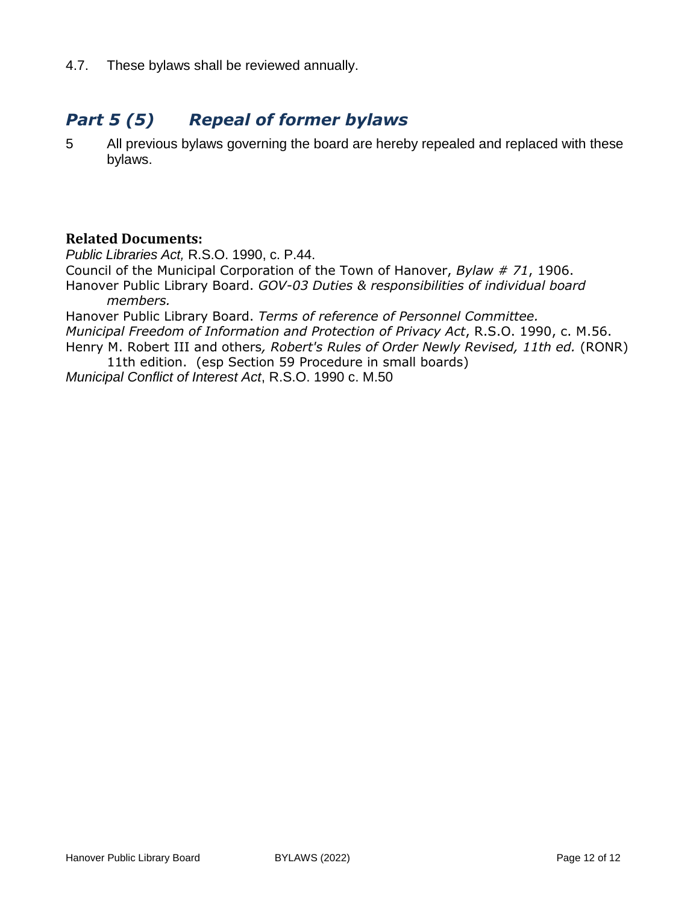4.7. These bylaws shall be reviewed annually.

## *Part 5 (5) Repeal of former bylaws*

5 All previous bylaws governing the board are hereby repealed and replaced with these bylaws.

**Related Documents:**

*Public Libraries Act,* R.S.O. 1990, c. P.44.
Council of the Municipal Corporation of the Town of Hanover, *Bylaw # 71*, 1906.
Hanover Public Library Board. *GOV-03 Duties & responsibilities of individual board members.*
Hanover Public Library Board. *Terms of reference of Personnel Committee.*
*Municipal Freedom of Information and Protection of Privacy Act*, R.S.O. 1990, c. M.56.
Henry M. Robert III and others*, Robert's Rules of Order Newly Revised, 11th ed.* (RONR) 11th edition. (esp Section 59 Procedure in small boards)
*Municipal Conflict of Interest Act*, R.S.O. 1990 c. M.50